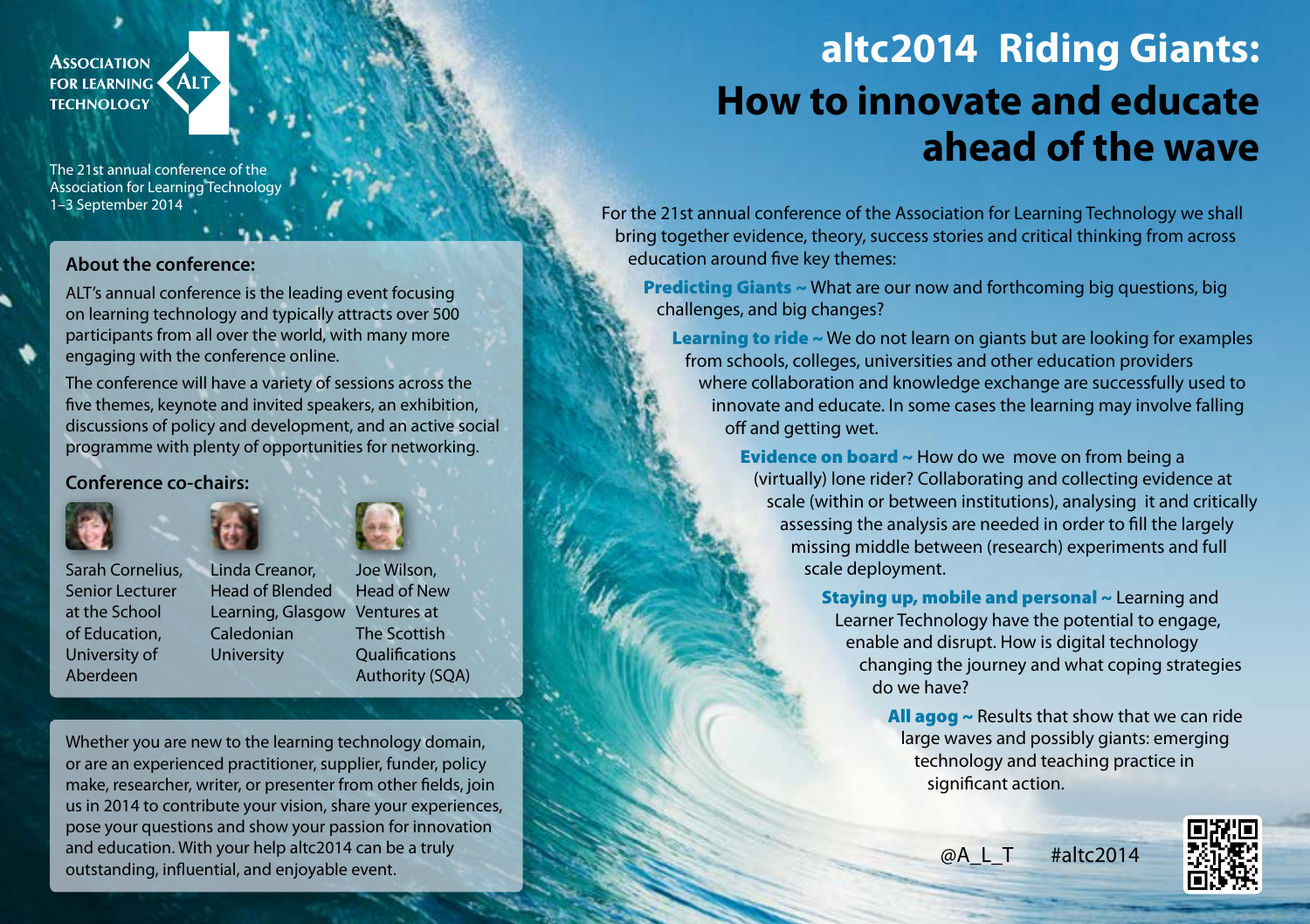Association for Learning Technology ALT

The 21st annual conference of the Association for Learning Technology
1–3 September 2014

### About the conference:

ALT's annual conference is the leading event focusing on learning technology and typically attracts over 500 participants from all over the world, with many more engaging with the conference online.

The conference will have a variety of sessions across the five themes, keynote and invited speakers, an exhibition, discussions of policy and development, and an active social programme with plenty of opportunities for networking.

### Conference co-chairs:

Sarah Cornelius, Senior Lecturer at the School of Education, University of Aberdeen

Linda Creanor, Head of Blended Learning, Glasgow Caledonian University

Joe Wilson, Head of New Ventures at The Scottish Qualifications Authority (SQA)

Whether you are new to the learning technology domain, or are an experienced practitioner, supplier, funder, policy make, researcher, writer, or presenter from other fields, join us in 2014 to contribute your vision, share your experiences, pose your questions and show your passion for innovation and education. With your help altc2014 can be a truly outstanding, influential, and enjoyable event.

# altc2014 Riding Giants: How to innovate and educate ahead of the wave

For the 21st annual conference of the Association for Learning Technology we shall bring together evidence, theory, success stories and critical thinking from across education around five key themes:

**Predicting Giants ~** What are our now and forthcoming big questions, big challenges, and big changes?

**Learning to ride ~** We do not learn on giants but are looking for examples from schools, colleges, universities and other education providers where collaboration and knowledge exchange are successfully used to innovate and educate. In some cases the learning may involve falling off and getting wet.

**Evidence on board ~** How do we move on from being a (virtually) lone rider? Collaborating and collecting evidence at scale (within or between institutions), analysing it and critically assessing the analysis are needed in order to fill the largely missing middle between (research) experiments and full scale deployment.

**Staying up, mobile and personal ~** Learning and Learner Technology have the potential to engage, enable and disrupt. How is digital technology changing the journey and what coping strategies do we have?

**All agog ~** Results that show that we can ride large waves and possibly giants: emerging technology and teaching practice in significant action.

@A_L_T #altc2014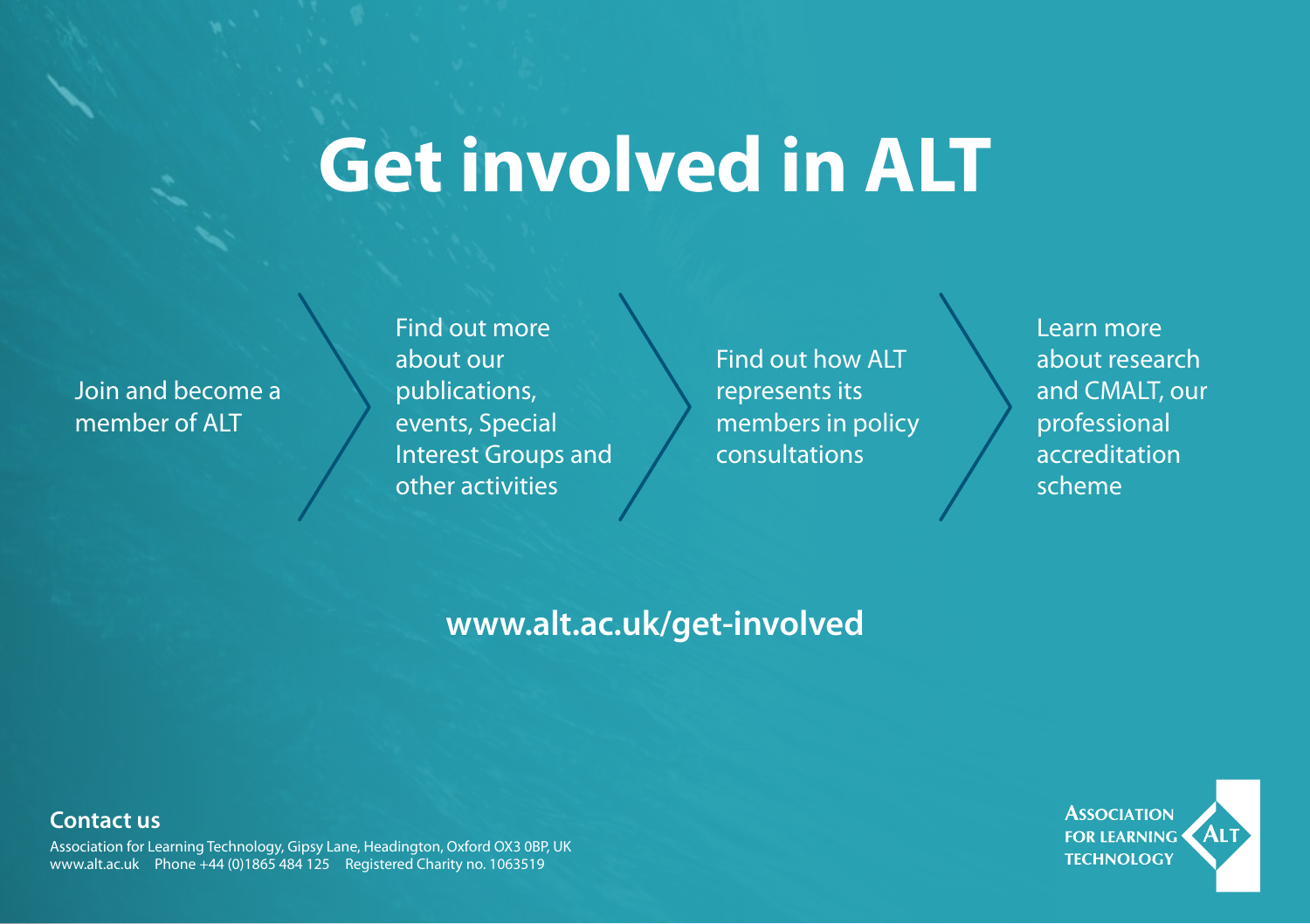# Get involved in ALT

Join and become a member of ALT

Find out more about our publications, events, Special Interest Groups and other activities

Find out how ALT represents its members in policy consultations

Learn more about research and CMALT, our professional accreditation scheme

**www.alt.ac.uk/get-involved**

**Contact us**

Association for Learning Technology, Gipsy Lane, Headington, Oxford OX3 0BP, UK
www.alt.ac.uk Phone +44 (0)1865 484 125 Registered Charity no. 1063519

ASSOCIATION FOR LEARNING TECHNOLOGY ALT